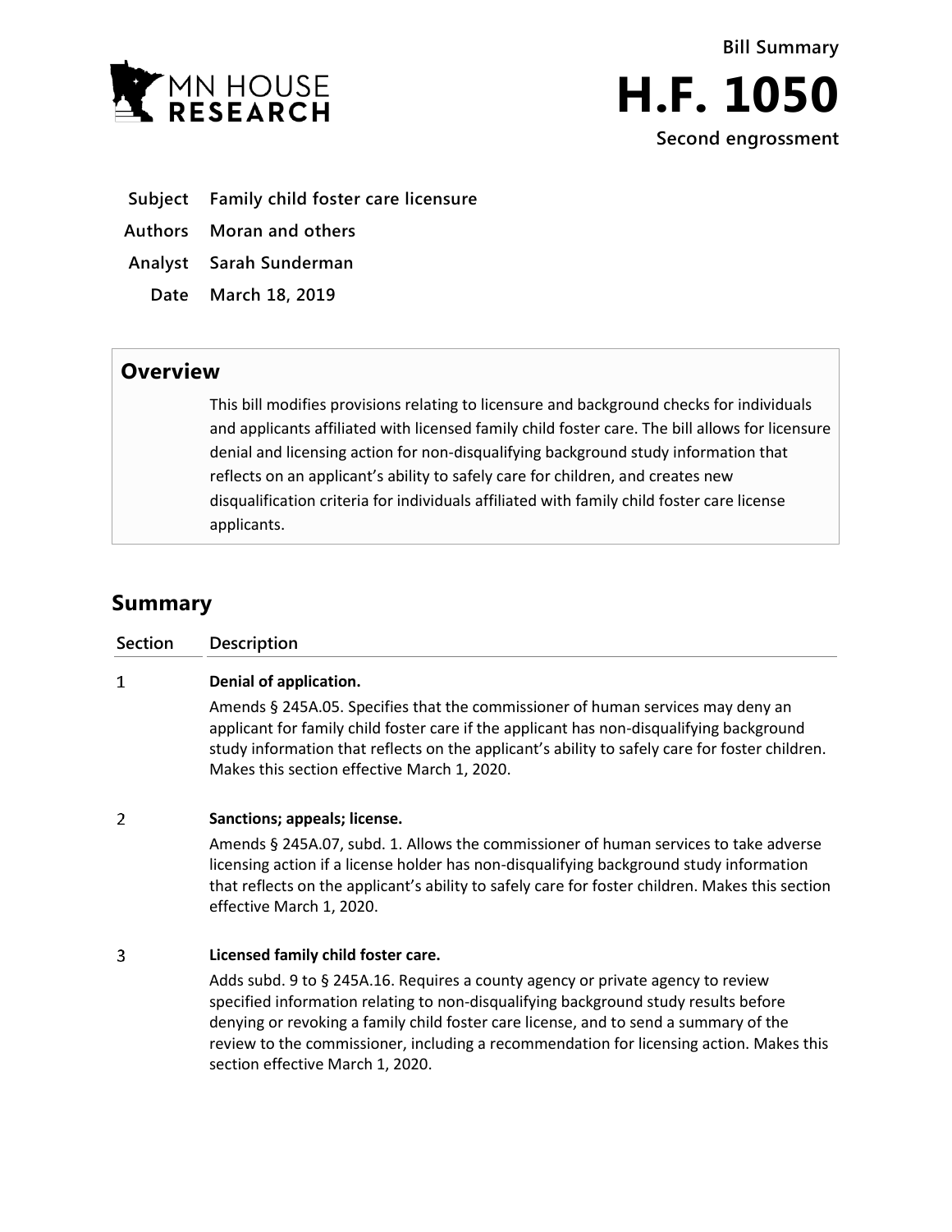MN HOUSE RESEARCH

Bill Summary

# H.F. 1050

Second engrossment

**Subject** Family child foster care licensure

**Authors** Moran and others

**Analyst** Sarah Sunderman

**Date** March 18, 2019

## Overview

This bill modifies provisions relating to licensure and background checks for individuals and applicants affiliated with licensed family child foster care. The bill allows for licensure denial and licensing action for non-disqualifying background study information that reflects on an applicant's ability to safely care for children, and creates new disqualification criteria for individuals affiliated with family child foster care license applicants.

## Summary

| Section | Description |
|---|---|
| 1 | **Denial of application.**<br>Amends § 245A.05. Specifies that the commissioner of human services may deny an applicant for family child foster care if the applicant has non-disqualifying background study information that reflects on the applicant's ability to safely care for foster children. Makes this section effective March 1, 2020. |
| 2 | **Sanctions; appeals; license.**<br>Amends § 245A.07, subd. 1. Allows the commissioner of human services to take adverse licensing action if a license holder has non-disqualifying background study information that reflects on the applicant's ability to safely care for foster children. Makes this section effective March 1, 2020. |
| 3 | **Licensed family child foster care.**<br>Adds subd. 9 to § 245A.16. Requires a county agency or private agency to review specified information relating to non-disqualifying background study results before denying or revoking a family child foster care license, and to send a summary of the review to the commissioner, including a recommendation for licensing action. Makes this section effective March 1, 2020. |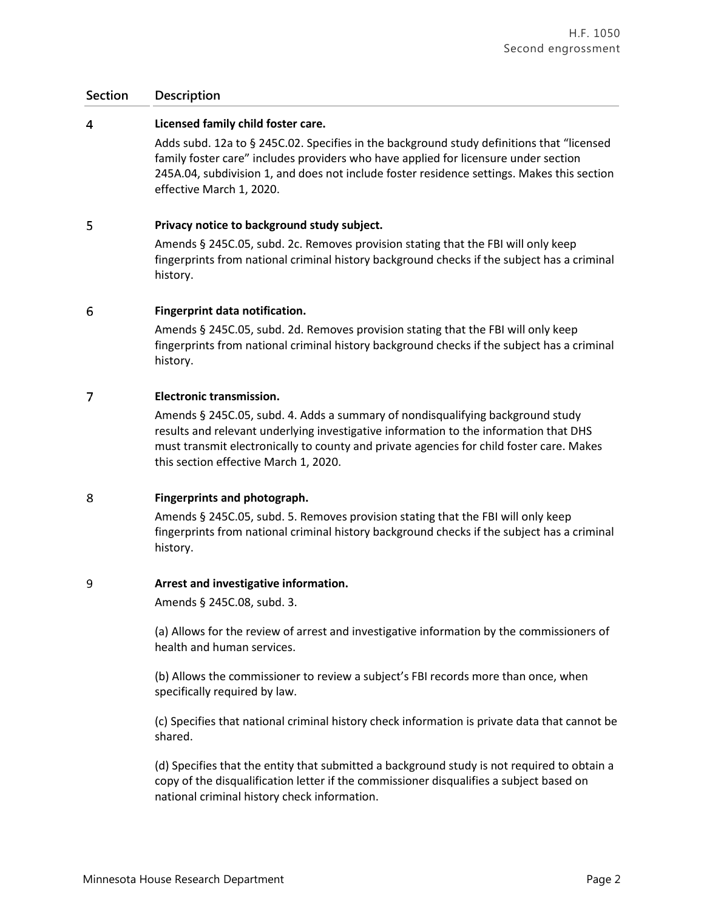| Section | Description |
|---|---|
| 4 | **Licensed family child foster care.** Adds subd. 12a to § 245C.02. Specifies in the background study definitions that "licensed family foster care" includes providers who have applied for licensure under section 245A.04, subdivision 1, and does not include foster residence settings. Makes this section effective March 1, 2020. |
| 5 | **Privacy notice to background study subject.** Amends § 245C.05, subd. 2c. Removes provision stating that the FBI will only keep fingerprints from national criminal history background checks if the subject has a criminal history. |
| 6 | **Fingerprint data notification.** Amends § 245C.05, subd. 2d. Removes provision stating that the FBI will only keep fingerprints from national criminal history background checks if the subject has a criminal history. |
| 7 | **Electronic transmission.** Amends § 245C.05, subd. 4. Adds a summary of nondisqualifying background study results and relevant underlying investigative information to the information that DHS must transmit electronically to county and private agencies for child foster care. Makes this section effective March 1, 2020. |
| 8 | **Fingerprints and photograph.** Amends § 245C.05, subd. 5. Removes provision stating that the FBI will only keep fingerprints from national criminal history background checks if the subject has a criminal history. |
| 9 | **Arrest and investigative information.** Amends § 245C.08, subd. 3. (a) Allows for the review of arrest and investigative information by the commissioners of health and human services. (b) Allows the commissioner to review a subject's FBI records more than once, when specifically required by law. (c) Specifies that national criminal history check information is private data that cannot be shared. (d) Specifies that the entity that submitted a background study is not required to obtain a copy of the disqualification letter if the commissioner disqualifies a subject based on national criminal history check information. |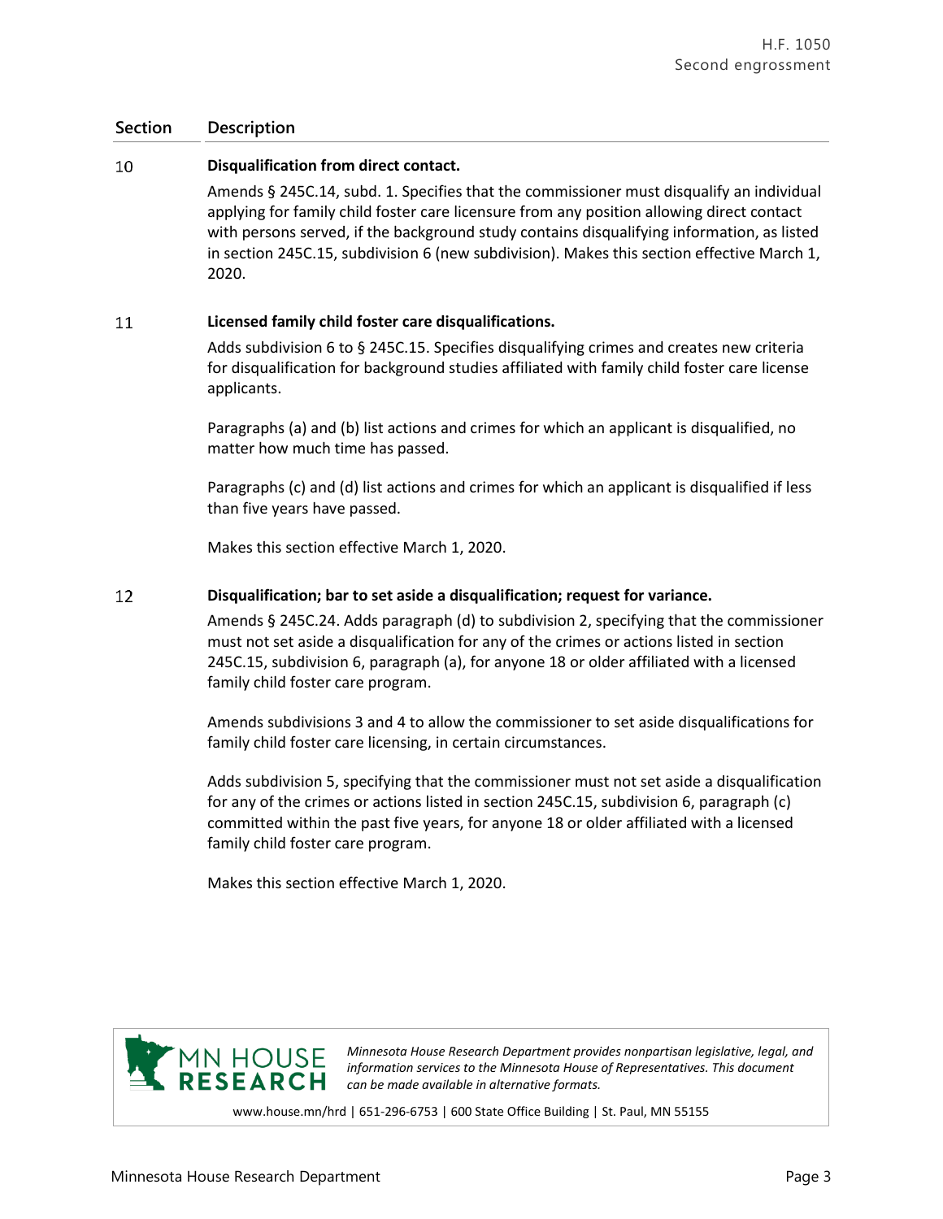| Section | Description |
|---|---|
| 10 | **Disqualification from direct contact.**<br><br>Amends § 245C.14, subd. 1. Specifies that the commissioner must disqualify an individual applying for family child foster care licensure from any position allowing direct contact with persons served, if the background study contains disqualifying information, as listed in section 245C.15, subdivision 6 (new subdivision). Makes this section effective March 1, 2020. |
| 11 | **Licensed family child foster care disqualifications.**<br><br>Adds subdivision 6 to § 245C.15. Specifies disqualifying crimes and creates new criteria for disqualification for background studies affiliated with family child foster care license applicants.<br><br>Paragraphs (a) and (b) list actions and crimes for which an applicant is disqualified, no matter how much time has passed.<br><br>Paragraphs (c) and (d) list actions and crimes for which an applicant is disqualified if less than five years have passed.<br><br>Makes this section effective March 1, 2020. |
| 12 | **Disqualification; bar to set aside a disqualification; request for variance.**<br><br>Amends § 245C.24. Adds paragraph (d) to subdivision 2, specifying that the commissioner must not set aside a disqualification for any of the crimes or actions listed in section 245C.15, subdivision 6, paragraph (a), for anyone 18 or older affiliated with a licensed family child foster care program.<br><br>Amends subdivisions 3 and 4 to allow the commissioner to set aside disqualifications for family child foster care licensing, in certain circumstances.<br><br>Adds subdivision 5, specifying that the commissioner must not set aside a disqualification for any of the crimes or actions listed in section 245C.15, subdivision 6, paragraph (c) committed within the past five years, for anyone 18 or older affiliated with a licensed family child foster care program.<br><br>Makes this section effective March 1, 2020. |

MN HOUSE RESEARCH

*Minnesota House Research Department provides nonpartisan legislative, legal, and information services to the Minnesota House of Representatives. This document can be made available in alternative formats.*

www.house.mn/hrd | 651-296-6753 | 600 State Office Building | St. Paul, MN 55155